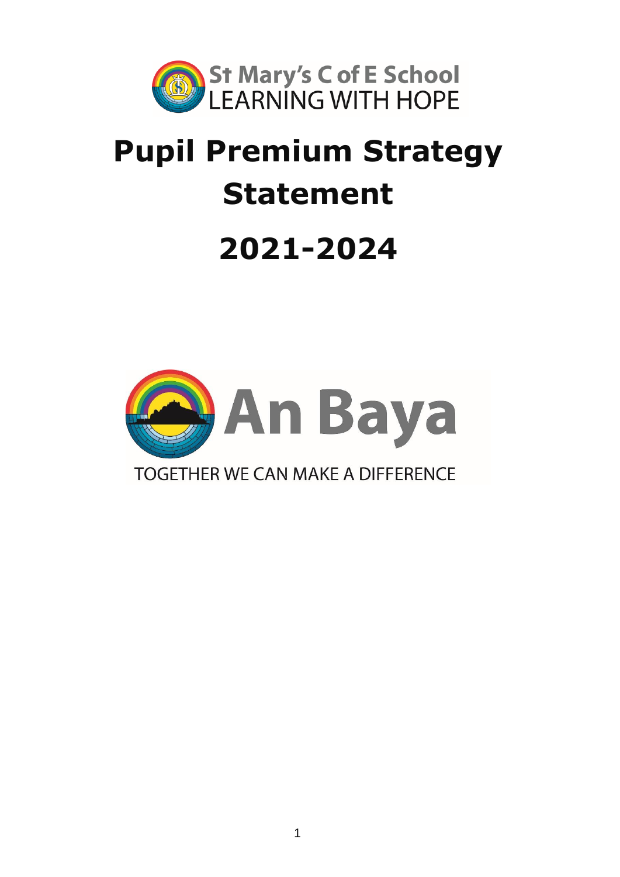St Mary's C of E School
LEARNING WITH HOPE

# Pupil Premium Strategy Statement

# 2021-2024

An Baya

TOGETHER WE CAN MAKE A DIFFERENCE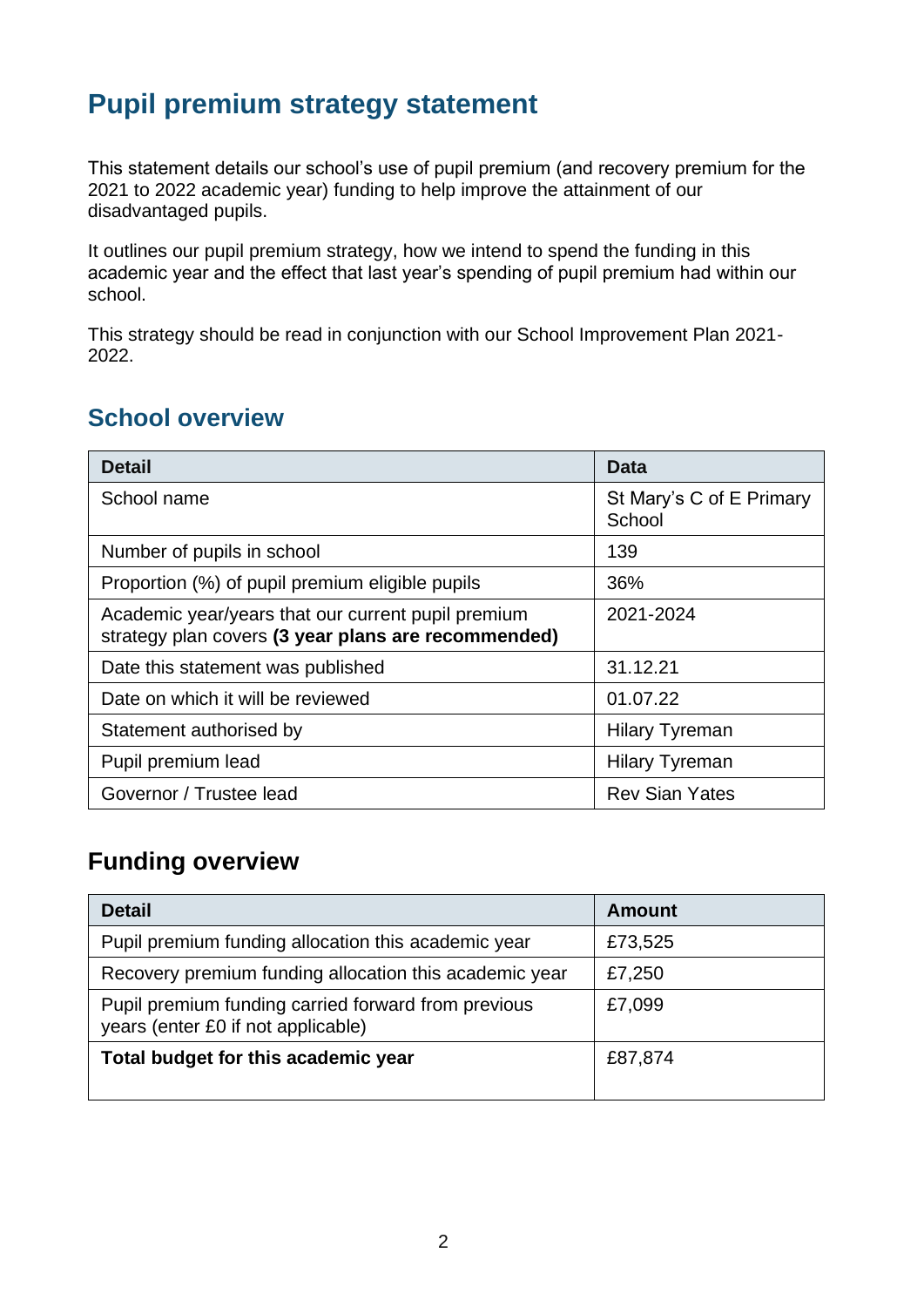# Pupil premium strategy statement

This statement details our school's use of pupil premium (and recovery premium for the 2021 to 2022 academic year) funding to help improve the attainment of our disadvantaged pupils.

It outlines our pupil premium strategy, how we intend to spend the funding in this academic year and the effect that last year's spending of pupil premium had within our school.

This strategy should be read in conjunction with our School Improvement Plan 2021-2022.

## School overview

| Detail | Data |
|---|---|
| School name | St Mary's C of E Primary School |
| Number of pupils in school | 139 |
| Proportion (%) of pupil premium eligible pupils | 36% |
| Academic year/years that our current pupil premium strategy plan covers **(3 year plans are recommended)** | 2021-2024 |
| Date this statement was published | 31.12.21 |
| Date on which it will be reviewed | 01.07.22 |
| Statement authorised by | Hilary Tyreman |
| Pupil premium lead | Hilary Tyreman |
| Governor / Trustee lead | Rev Sian Yates |

## Funding overview

| Detail | Amount |
|---|---|
| Pupil premium funding allocation this academic year | £73,525 |
| Recovery premium funding allocation this academic year | £7,250 |
| Pupil premium funding carried forward from previous years (enter £0 if not applicable) | £7,099 |
| **Total budget for this academic year** | £87,874 |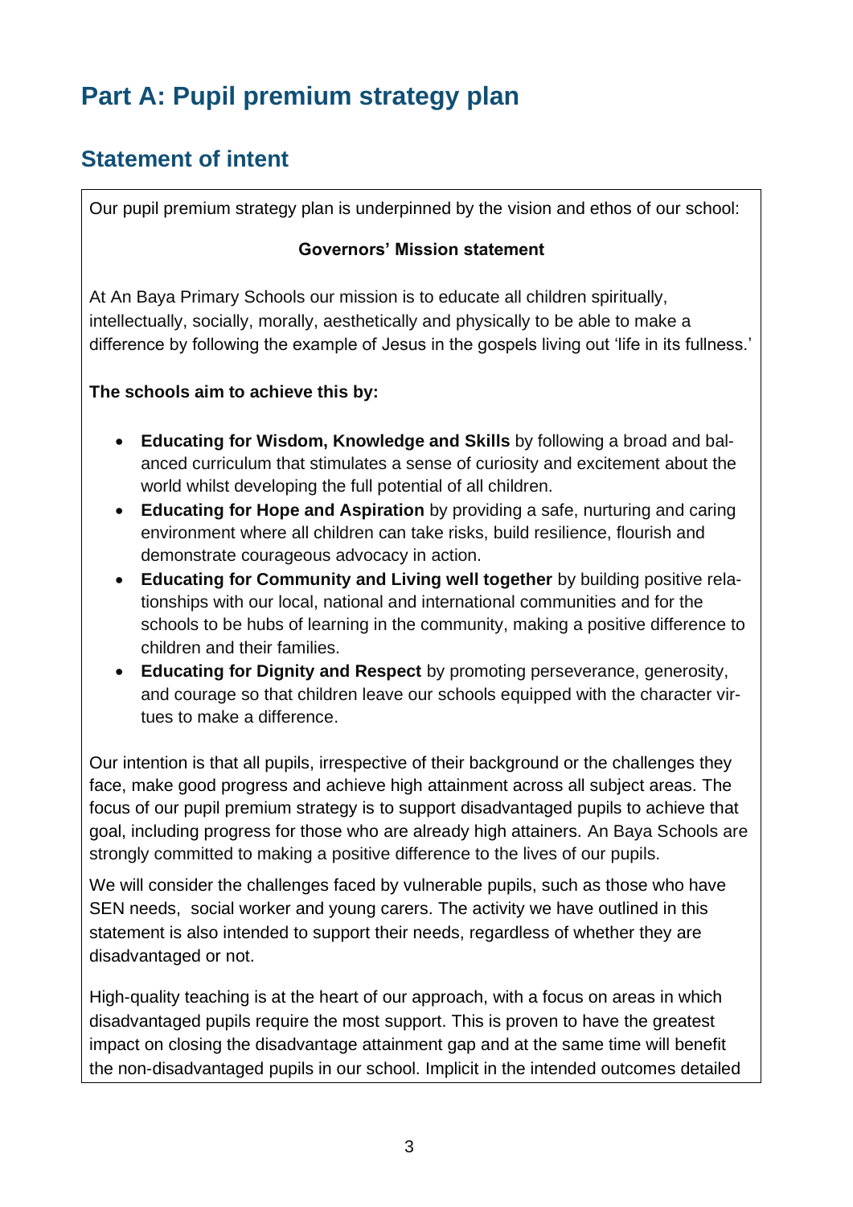# Part A: Pupil premium strategy plan

## Statement of intent

Our pupil premium strategy plan is underpinned by the vision and ethos of our school:

**Governors' Mission statement**

At An Baya Primary Schools our mission is to educate all children spiritually, intellectually, socially, morally, aesthetically and physically to be able to make a difference by following the example of Jesus in the gospels living out 'life in its fullness.'

**The schools aim to achieve this by:**

- **Educating for Wisdom, Knowledge and Skills** by following a broad and balanced curriculum that stimulates a sense of curiosity and excitement about the world whilst developing the full potential of all children.
- **Educating for Hope and Aspiration** by providing a safe, nurturing and caring environment where all children can take risks, build resilience, flourish and demonstrate courageous advocacy in action.
- **Educating for Community and Living well together** by building positive relationships with our local, national and international communities and for the schools to be hubs of learning in the community, making a positive difference to children and their families.
- **Educating for Dignity and Respect** by promoting perseverance, generosity, and courage so that children leave our schools equipped with the character virtues to make a difference.

Our intention is that all pupils, irrespective of their background or the challenges they face, make good progress and achieve high attainment across all subject areas. The focus of our pupil premium strategy is to support disadvantaged pupils to achieve that goal, including progress for those who are already high attainers. An Baya Schools are strongly committed to making a positive difference to the lives of our pupils.

We will consider the challenges faced by vulnerable pupils, such as those who have SEN needs, social worker and young carers. The activity we have outlined in this statement is also intended to support their needs, regardless of whether they are disadvantaged or not.

High-quality teaching is at the heart of our approach, with a focus on areas in which disadvantaged pupils require the most support. This is proven to have the greatest impact on closing the disadvantage attainment gap and at the same time will benefit the non-disadvantaged pupils in our school. Implicit in the intended outcomes detailed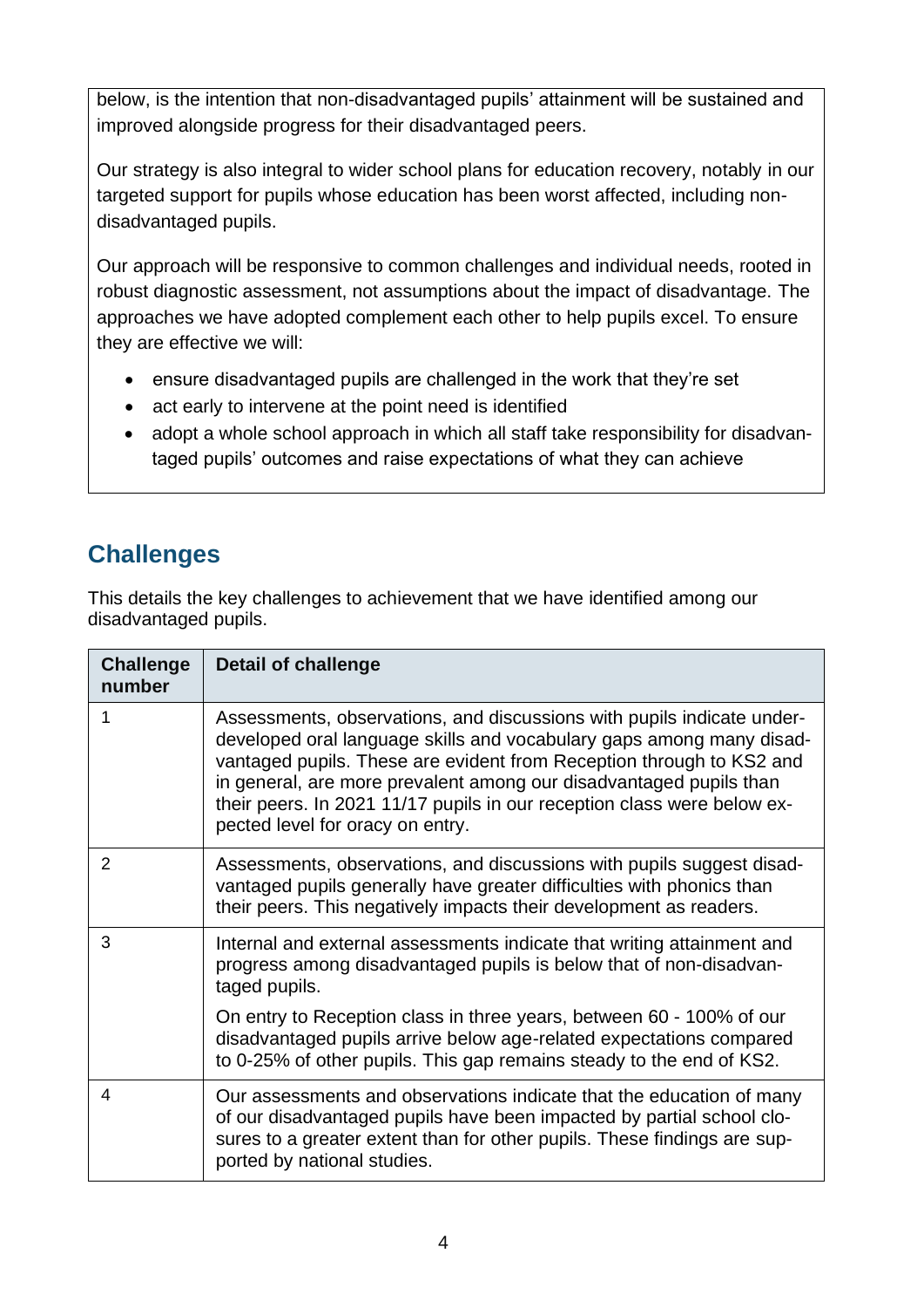below, is the intention that non-disadvantaged pupils' attainment will be sustained and improved alongside progress for their disadvantaged peers.

Our strategy is also integral to wider school plans for education recovery, notably in our targeted support for pupils whose education has been worst affected, including non-disadvantaged pupils.

Our approach will be responsive to common challenges and individual needs, rooted in robust diagnostic assessment, not assumptions about the impact of disadvantage. The approaches we have adopted complement each other to help pupils excel. To ensure they are effective we will:

- ensure disadvantaged pupils are challenged in the work that they're set
- act early to intervene at the point need is identified
- adopt a whole school approach in which all staff take responsibility for disadvantaged pupils' outcomes and raise expectations of what they can achieve

## Challenges

This details the key challenges to achievement that we have identified among our disadvantaged pupils.

| Challenge number | Detail of challenge |
|---|---|
| 1 | Assessments, observations, and discussions with pupils indicate underdeveloped oral language skills and vocabulary gaps among many disadvantaged pupils. These are evident from Reception through to KS2 and in general, are more prevalent among our disadvantaged pupils than their peers. In 2021 11/17 pupils in our reception class were below expected level for oracy on entry. |
| 2 | Assessments, observations, and discussions with pupils suggest disadvantaged pupils generally have greater difficulties with phonics than their peers. This negatively impacts their development as readers. |
| 3 | Internal and external assessments indicate that writing attainment and progress among disadvantaged pupils is below that of non-disadvantaged pupils.<br><br>On entry to Reception class in three years, between 60 - 100% of our disadvantaged pupils arrive below age-related expectations compared to 0-25% of other pupils. This gap remains steady to the end of KS2. |
| 4 | Our assessments and observations indicate that the education of many of our disadvantaged pupils have been impacted by partial school closures to a greater extent than for other pupils. These findings are supported by national studies. |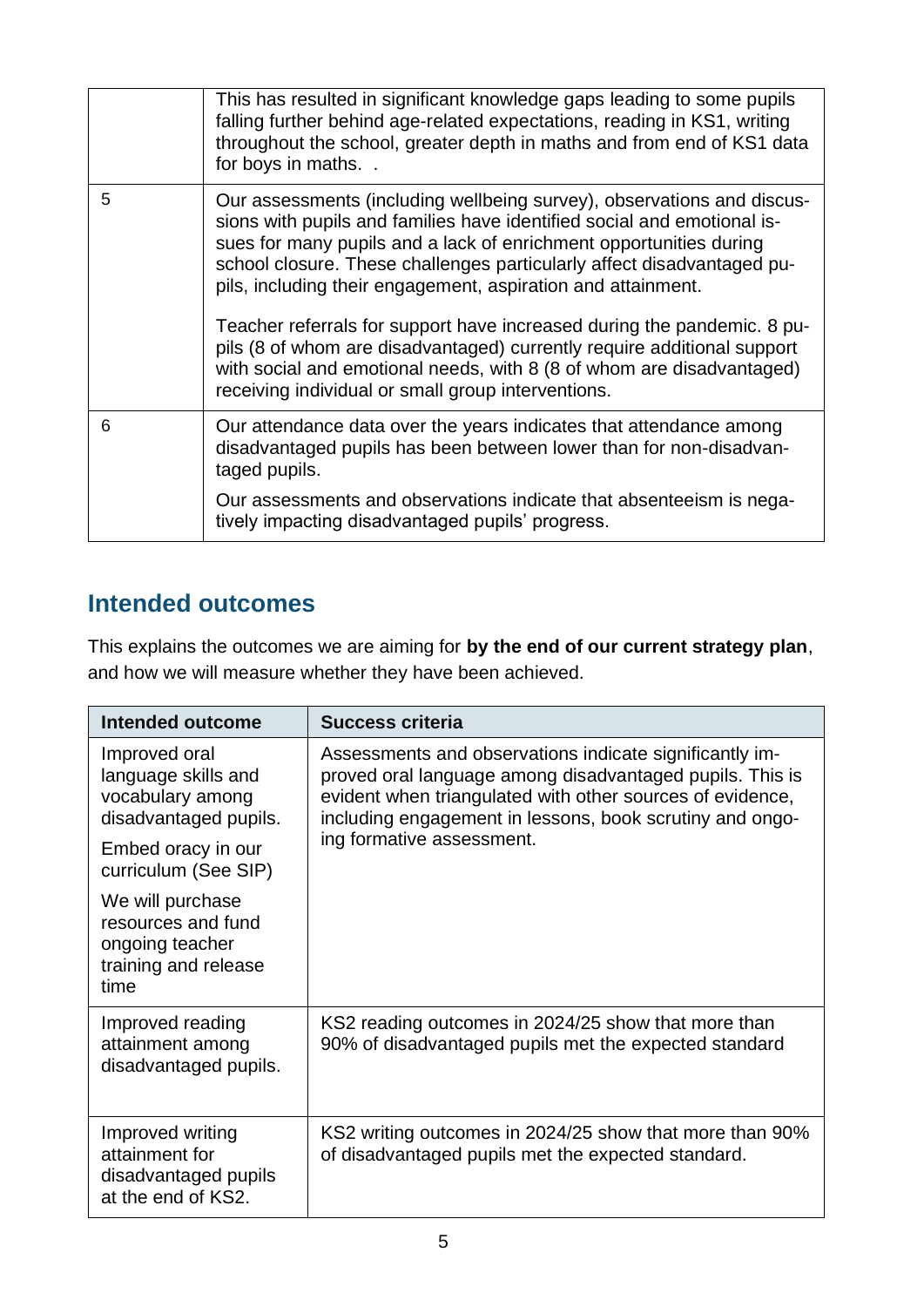| | |
|---|---|
| | This has resulted in significant knowledge gaps leading to some pupils falling further behind age-related expectations, reading in KS1, writing throughout the school, greater depth in maths and from end of KS1 data for boys in maths. . |
| 5 | Our assessments (including wellbeing survey), observations and discussions with pupils and families have identified social and emotional issues for many pupils and a lack of enrichment opportunities during school closure. These challenges particularly affect disadvantaged pupils, including their engagement, aspiration and attainment.<br><br>Teacher referrals for support have increased during the pandemic. 8 pupils (8 of whom are disadvantaged) currently require additional support with social and emotional needs, with 8 (8 of whom are disadvantaged) receiving individual or small group interventions. |
| 6 | Our attendance data over the years indicates that attendance among disadvantaged pupils has been between lower than for non-disadvantaged pupils.<br><br>Our assessments and observations indicate that absenteeism is negatively impacting disadvantaged pupils' progress. |

## Intended outcomes

This explains the outcomes we are aiming for **by the end of our current strategy plan**, and how we will measure whether they have been achieved.

| Intended outcome | Success criteria |
|---|---|
| Improved oral language skills and vocabulary among disadvantaged pupils.<br><br>Embed oracy in our curriculum (See SIP)<br><br>We will purchase resources and fund ongoing teacher training and release time | Assessments and observations indicate significantly improved oral language among disadvantaged pupils. This is evident when triangulated with other sources of evidence, including engagement in lessons, book scrutiny and ongoing formative assessment. |
| Improved reading attainment among disadvantaged pupils. | KS2 reading outcomes in 2024/25 show that more than 90% of disadvantaged pupils met the expected standard |
| Improved writing attainment for disadvantaged pupils at the end of KS2. | KS2 writing outcomes in 2024/25 show that more than 90% of disadvantaged pupils met the expected standard. |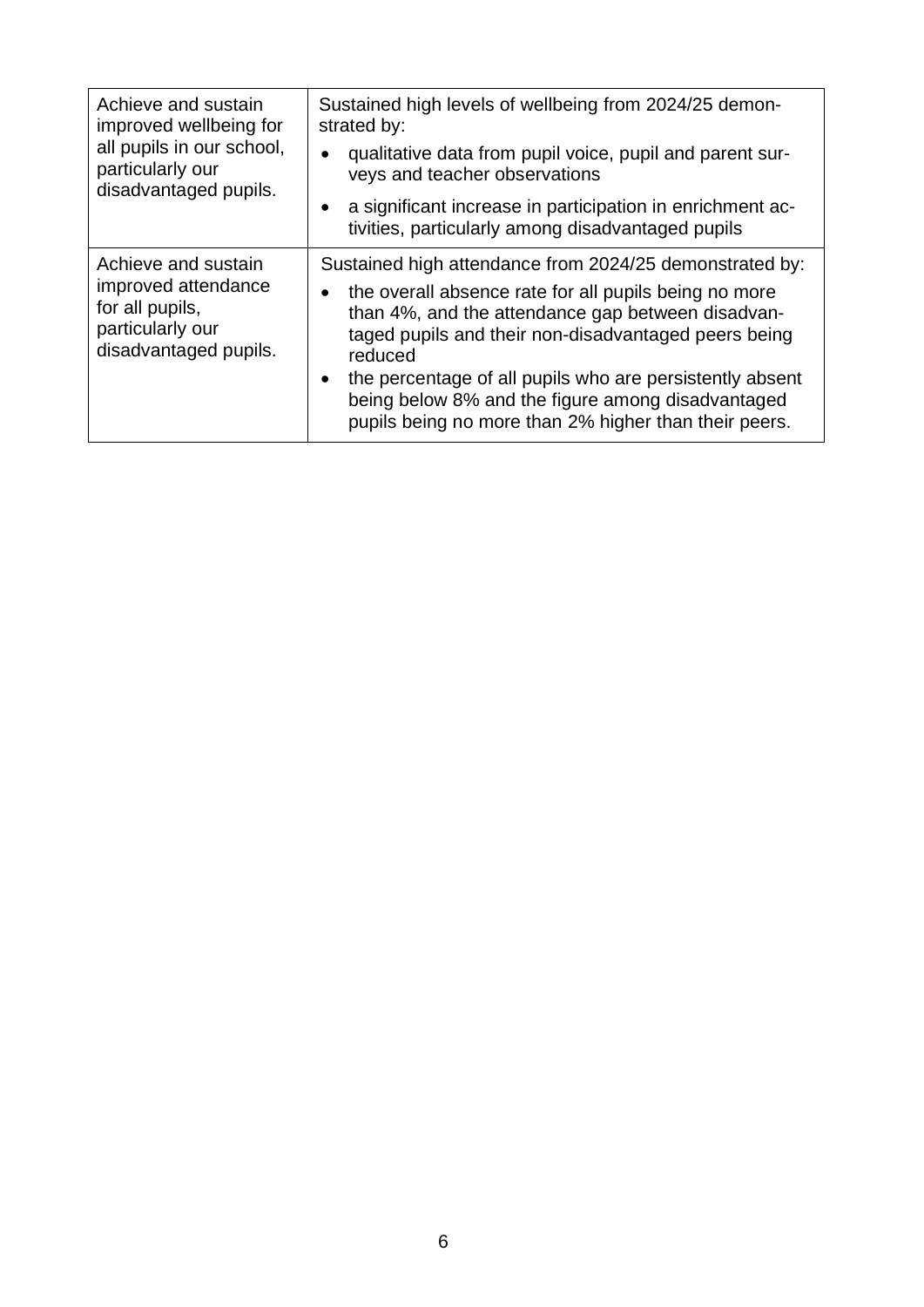| | |
|---|---|
| Achieve and sustain improved wellbeing for all pupils in our school, particularly our disadvantaged pupils. | Sustained high levels of wellbeing from 2024/25 demonstrated by:<br>• qualitative data from pupil voice, pupil and parent surveys and teacher observations<br>• a significant increase in participation in enrichment activities, particularly among disadvantaged pupils |
| Achieve and sustain improved attendance for all pupils, particularly our disadvantaged pupils. | Sustained high attendance from 2024/25 demonstrated by:<br>• the overall absence rate for all pupils being no more than 4%, and the attendance gap between disadvantaged pupils and their non-disadvantaged peers being reduced<br>• the percentage of all pupils who are persistently absent being below 8% and the figure among disadvantaged pupils being no more than 2% higher than their peers. |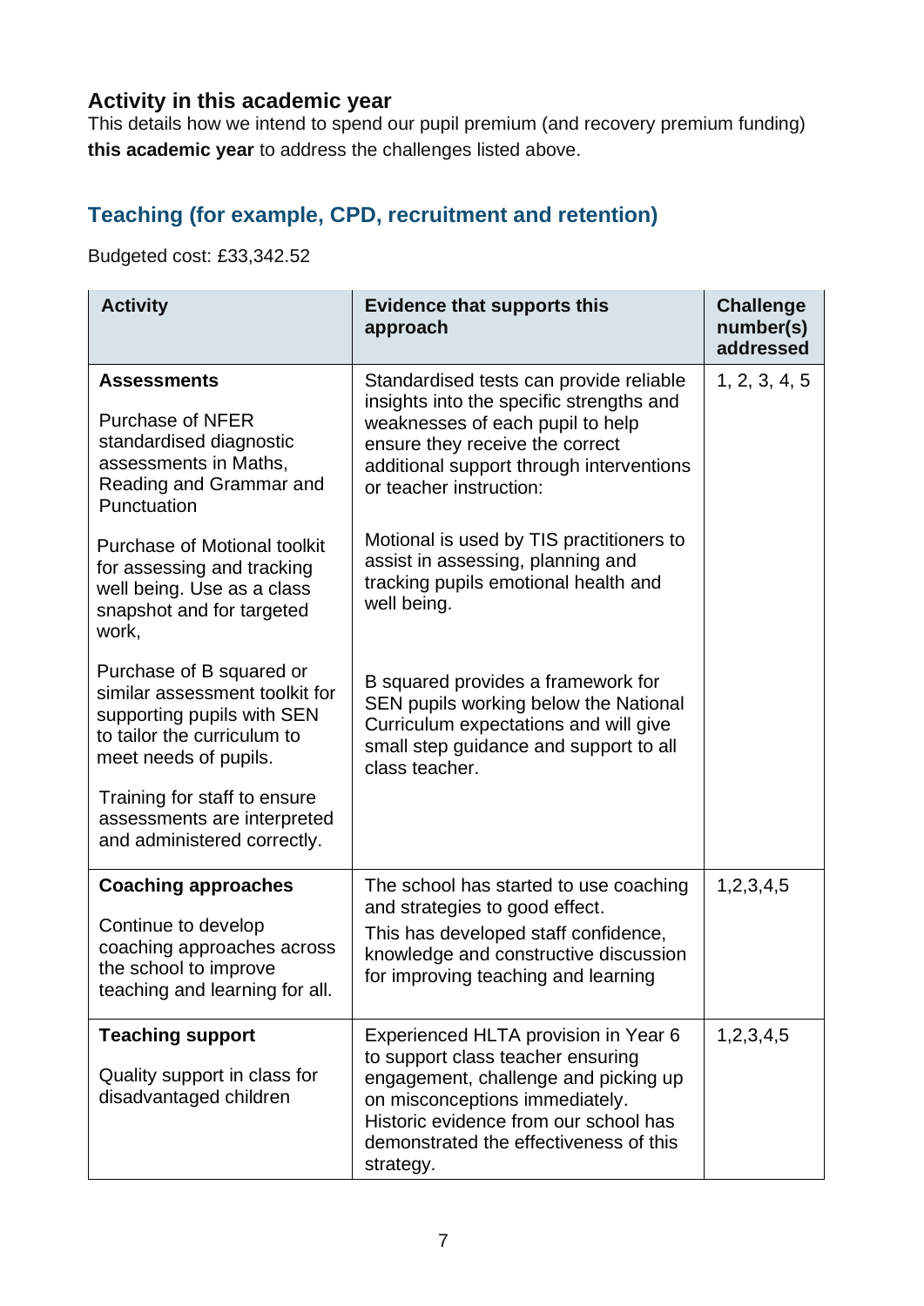### Activity in this academic year

This details how we intend to spend our pupil premium (and recovery premium funding) **this academic year** to address the challenges listed above.

## Teaching (for example, CPD, recruitment and retention)

Budgeted cost: £33,342.52

| Activity | Evidence that supports this approach | Challenge number(s) addressed |
|---|---|---|
| **Assessments**<br><br>Purchase of NFER standardised diagnostic assessments in Maths, Reading and Grammar and Punctuation<br><br>Purchase of Motional toolkit for assessing and tracking well being. Use as a class snapshot and for targeted work,<br><br>Purchase of B squared or similar assessment toolkit for supporting pupils with SEN to tailor the curriculum to meet needs of pupils.<br><br>Training for staff to ensure assessments are interpreted and administered correctly. | Standardised tests can provide reliable insights into the specific strengths and weaknesses of each pupil to help ensure they receive the correct additional support through interventions or teacher instruction:<br><br>Motional is used by TIS practitioners to assist in assessing, planning and tracking pupils emotional health and well being.<br><br>B squared provides a framework for SEN pupils working below the National Curriculum expectations and will give small step guidance and support to all class teacher. | 1, 2, 3, 4, 5 |
| **Coaching approaches**<br><br>Continue to develop coaching approaches across the school to improve teaching and learning for all. | The school has started to use coaching and strategies to good effect.<br><br>This has developed staff confidence, knowledge and constructive discussion for improving teaching and learning | 1,2,3,4,5 |
| **Teaching support**<br><br>Quality support in class for disadvantaged children | Experienced HLTA provision in Year 6 to support class teacher ensuring engagement, challenge and picking up on misconceptions immediately. Historic evidence from our school has demonstrated the effectiveness of this strategy. | 1,2,3,4,5 |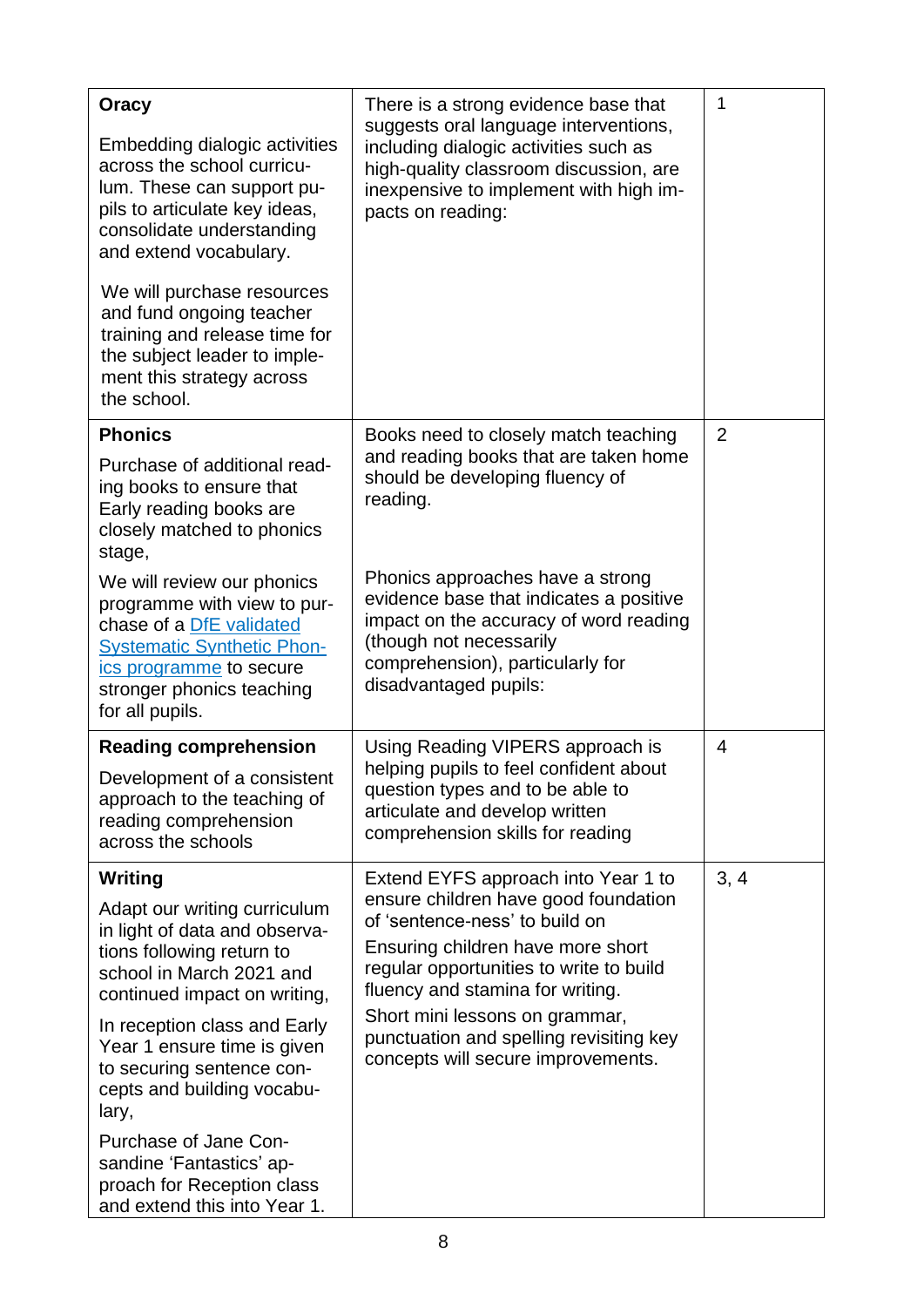| | | |
|---|---|---|
| **Oracy**<br><br>Embedding dialogic activities across the school curriculum. These can support pupils to articulate key ideas, consolidate understanding and extend vocabulary.<br><br>We will purchase resources and fund ongoing teacher training and release time for the subject leader to implement this strategy across the school. | There is a strong evidence base that suggests oral language interventions, including dialogic activities such as high-quality classroom discussion, are inexpensive to implement with high impacts on reading: | 1 |
| **Phonics**<br><br>Purchase of additional reading books to ensure that Early reading books are closely matched to phonics stage,<br><br>We will review our phonics programme with view to purchase of a [DfE validated Systematic Synthetic Phonics programme]() to secure stronger phonics teaching for all pupils. | Books need to closely match teaching and reading books that are taken home should be developing fluency of reading.<br><br>Phonics approaches have a strong evidence base that indicates a positive impact on the accuracy of word reading (though not necessarily comprehension), particularly for disadvantaged pupils: | 2 |
| **Reading comprehension**<br><br>Development of a consistent approach to the teaching of reading comprehension across the schools | Using Reading VIPERS approach is helping pupils to feel confident about question types and to be able to articulate and develop written comprehension skills for reading | 4 |
| **Writing**<br><br>Adapt our writing curriculum in light of data and observations following return to school in March 2021 and continued impact on writing,<br><br>In reception class and Early Year 1 ensure time is given to securing sentence concepts and building vocabulary,<br><br>Purchase of Jane Consandine 'Fantastics' approach for Reception class and extend this into Year 1. | Extend EYFS approach into Year 1 to ensure children have good foundation of 'sentence-ness' to build on<br><br>Ensuring children have more short regular opportunities to write to build fluency and stamina for writing.<br><br>Short mini lessons on grammar, punctuation and spelling revisiting key concepts will secure improvements. | 3, 4 |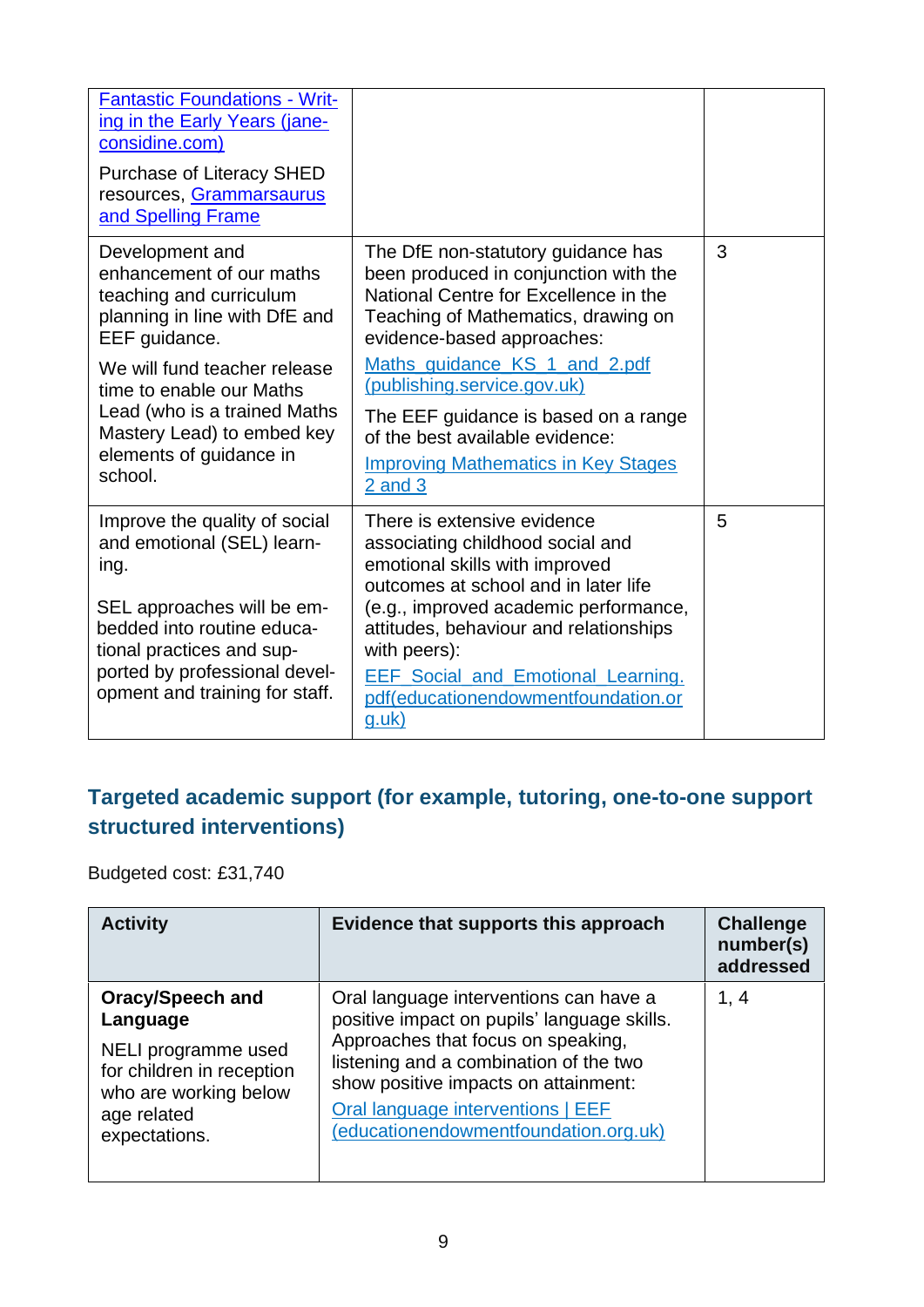| | | |
|---|---|---|
| [Fantastic Foundations - Writing in the Early Years (jane-considine.com)](#)<br><br>Purchase of Literacy SHED resources, [Grammarsaurus and Spelling Frame](#) | | |
| Development and enhancement of our maths teaching and curriculum planning in line with DfE and EEF guidance.<br><br>We will fund teacher release time to enable our Maths Lead (who is a trained Maths Mastery Lead) to embed key elements of guidance in school. | The DfE non-statutory guidance has been produced in conjunction with the National Centre for Excellence in the Teaching of Mathematics, drawing on evidence-based approaches:<br><br>[Maths_guidance_KS_1_and_2.pdf (publishing.service.gov.uk)](#)<br><br>The EEF guidance is based on a range of the best available evidence:<br><br>[Improving Mathematics in Key Stages 2 and 3](#) | 3 |
| Improve the quality of social and emotional (SEL) learning.<br><br>SEL approaches will be embedded into routine educational practices and supported by professional development and training for staff. | There is extensive evidence associating childhood social and emotional skills with improved outcomes at school and in later life (e.g., improved academic performance, attitudes, behaviour and relationships with peers):<br><br>[EEF_Social_and_Emotional_Learning.pdf(educationendowmentfoundation.org.uk)](#) | 5 |

## Targeted academic support (for example, tutoring, one-to-one support structured interventions)

Budgeted cost: £31,740

| Activity | Evidence that supports this approach | Challenge number(s) addressed |
|---|---|---|
| **Oracy/Speech and Language**<br><br>NELI programme used for children in reception who are working below age related expectations. | Oral language interventions can have a positive impact on pupils' language skills. Approaches that focus on speaking, listening and a combination of the two show positive impacts on attainment:<br><br>[Oral language interventions \| EEF (educationendowmentfoundation.org.uk)](#) | 1, 4 |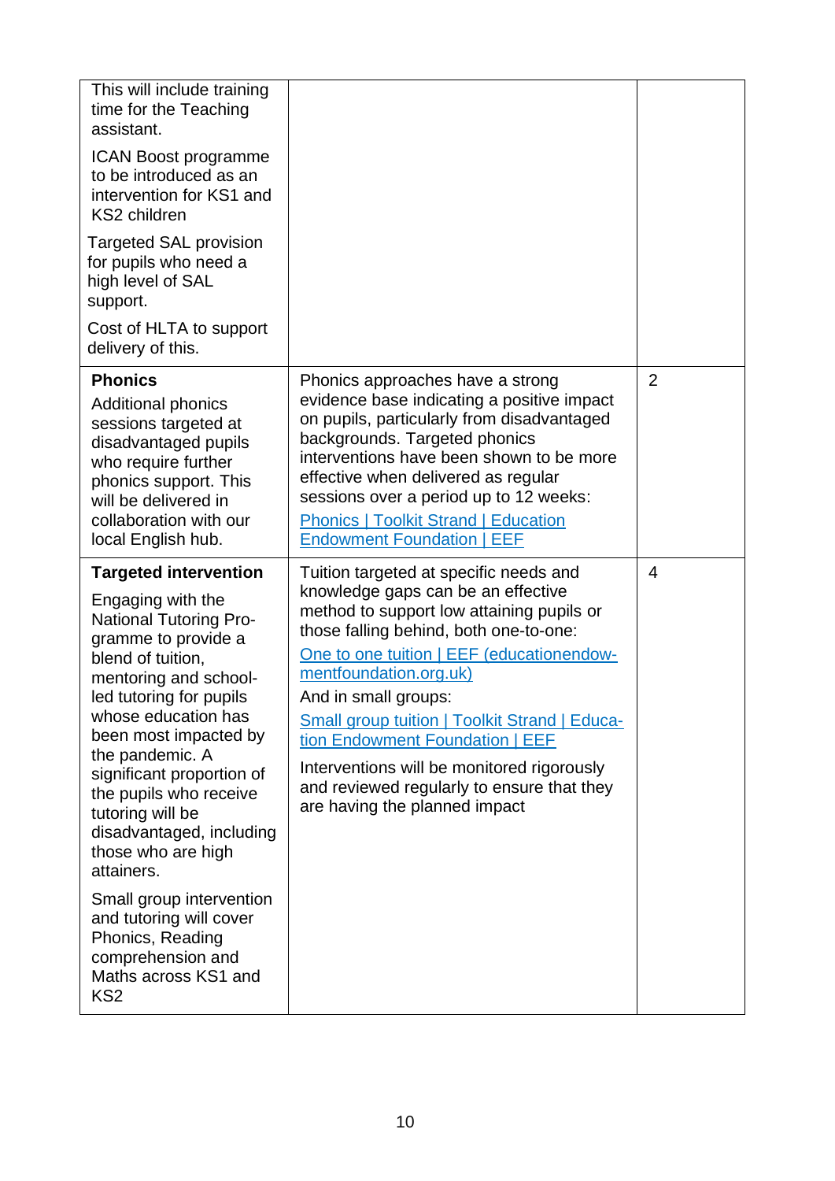| | | |
|---|---|---|
| This will include training time for the Teaching assistant.<br><br>ICAN Boost programme to be introduced as an intervention for KS1 and KS2 children<br><br>Targeted SAL provision for pupils who need a high level of SAL support.<br><br>Cost of HLTA to support delivery of this. | | |
| **Phonics**<br><br>Additional phonics sessions targeted at disadvantaged pupils who require further phonics support. This will be delivered in collaboration with our local English hub. | Phonics approaches have a strong evidence base indicating a positive impact on pupils, particularly from disadvantaged backgrounds. Targeted phonics interventions have been shown to be more effective when delivered as regular sessions over a period up to 12 weeks:<br><br>Phonics \| Toolkit Strand \| Education Endowment Foundation \| EEF | 2 |
| **Targeted intervention**<br><br>Engaging with the National Tutoring Programme to provide a blend of tuition, mentoring and school-led tutoring for pupils whose education has been most impacted by the pandemic. A significant proportion of the pupils who receive tutoring will be disadvantaged, including those who are high attainers.<br><br>Small group intervention and tutoring will cover Phonics, Reading comprehension and Maths across KS1 and KS2 | Tuition targeted at specific needs and knowledge gaps can be an effective method to support low attaining pupils or those falling behind, both one-to-one:<br><br>One to one tuition \| EEF (educationendowmentfoundation.org.uk)<br><br>And in small groups:<br><br>Small group tuition \| Toolkit Strand \| Education Endowment Foundation \| EEF<br><br>Interventions will be monitored rigorously and reviewed regularly to ensure that they are having the planned impact | 4 |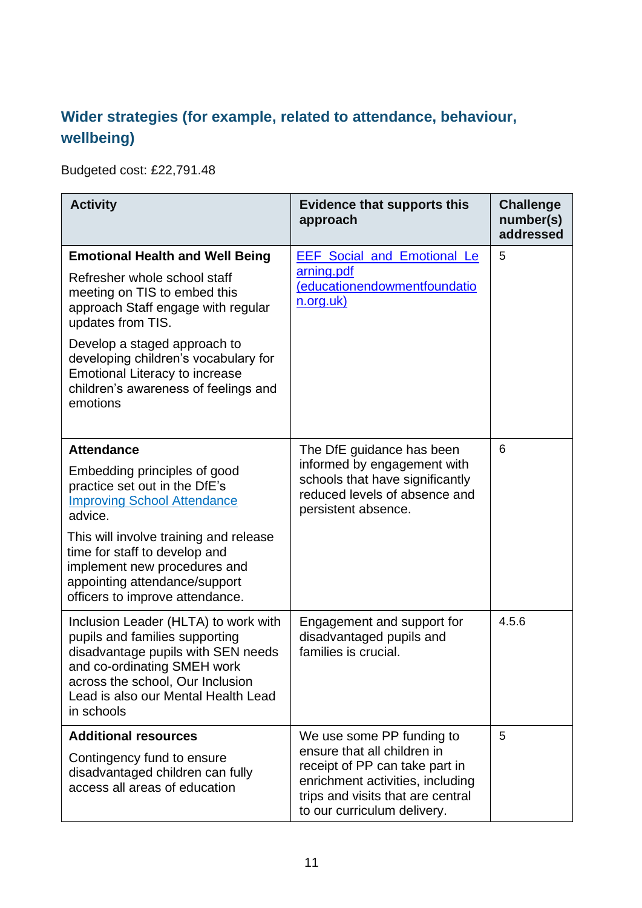## Wider strategies (for example, related to attendance, behaviour, wellbeing)

Budgeted cost: £22,791.48

| Activity | Evidence that supports this approach | Challenge number(s) addressed |
|---|---|---|
| **Emotional Health and Well Being**<br>Refresher whole school staff meeting on TIS to embed this approach Staff engage with regular updates from TIS.<br>Develop a staged approach to developing children's vocabulary for Emotional Literacy to increase children's awareness of feelings and emotions | [EEF Social and Emotional Learning.pdf (educationendowmentfoundation.org.uk)] | 5 |
| **Attendance**<br>Embedding principles of good practice set out in the DfE's [Improving School Attendance] advice.<br>This will involve training and release time for staff to develop and implement new procedures and appointing attendance/support officers to improve attendance. | The DfE guidance has been informed by engagement with schools that have significantly reduced levels of absence and persistent absence. | 6 |
| Inclusion Leader (HLTA) to work with pupils and families supporting disadvantage pupils with SEN needs and co-ordinating SMEH work across the school, Our Inclusion Lead is also our Mental Health Lead in schools | Engagement and support for disadvantaged pupils and families is crucial. | 4.5.6 |
| **Additional resources**<br>Contingency fund to ensure disadvantaged children can fully access all areas of education | We use some PP funding to ensure that all children in receipt of PP can take part in enrichment activities, including trips and visits that are central to our curriculum delivery. | 5 |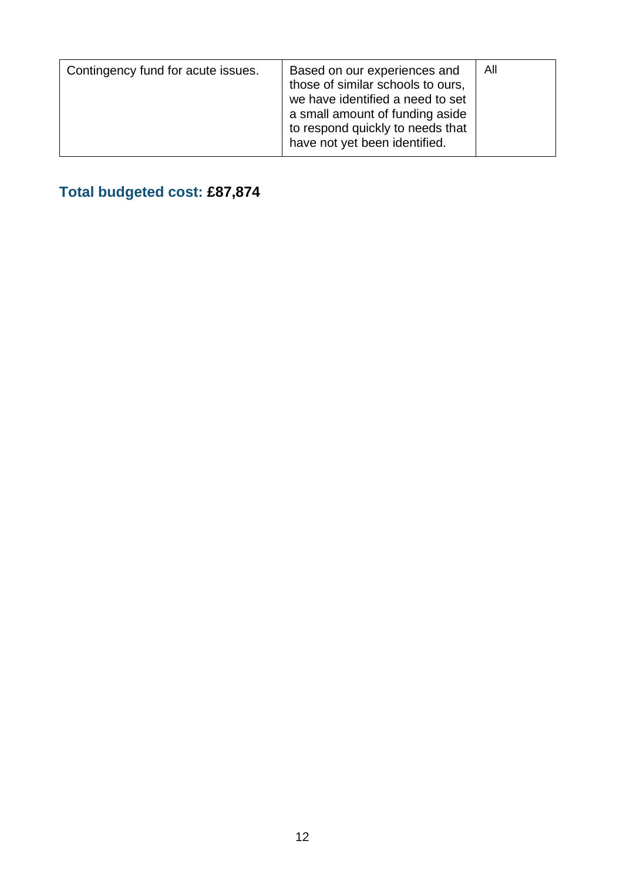| | | |
|---|---|---|
| Contingency fund for acute issues. | Based on our experiences and those of similar schools to ours, we have identified a need to set a small amount of funding aside to respond quickly to needs that have not yet been identified. | All |

**Total budgeted cost: £87,874**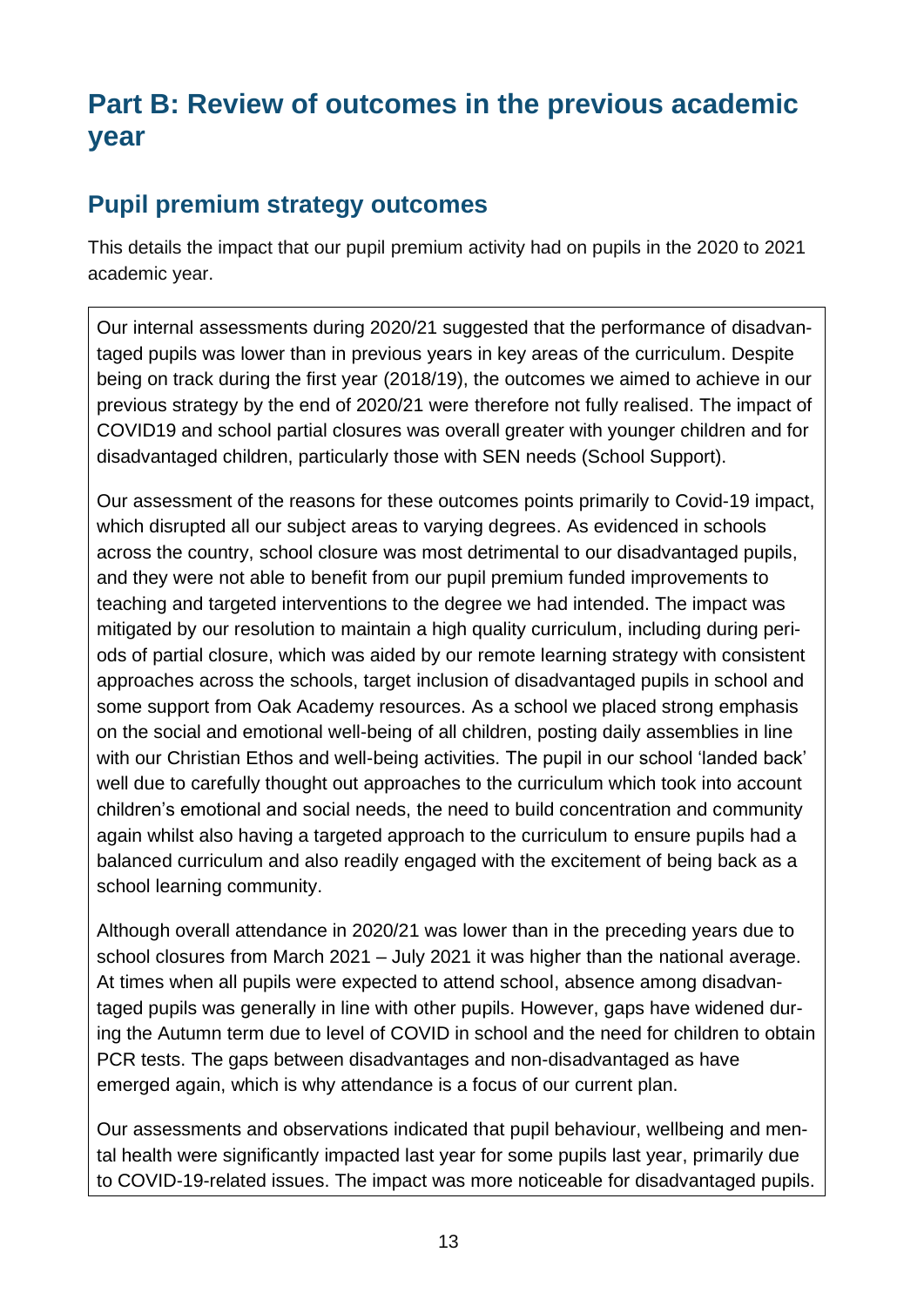# Part B: Review of outcomes in the previous academic year

## Pupil premium strategy outcomes

This details the impact that our pupil premium activity had on pupils in the 2020 to 2021 academic year.

Our internal assessments during 2020/21 suggested that the performance of disadvantaged pupils was lower than in previous years in key areas of the curriculum. Despite being on track during the first year (2018/19), the outcomes we aimed to achieve in our previous strategy by the end of 2020/21 were therefore not fully realised. The impact of COVID19 and school partial closures was overall greater with younger children and for disadvantaged children, particularly those with SEN needs (School Support).

Our assessment of the reasons for these outcomes points primarily to Covid-19 impact, which disrupted all our subject areas to varying degrees. As evidenced in schools across the country, school closure was most detrimental to our disadvantaged pupils, and they were not able to benefit from our pupil premium funded improvements to teaching and targeted interventions to the degree we had intended. The impact was mitigated by our resolution to maintain a high quality curriculum, including during periods of partial closure, which was aided by our remote learning strategy with consistent approaches across the schools, target inclusion of disadvantaged pupils in school and some support from Oak Academy resources. As a school we placed strong emphasis on the social and emotional well-being of all children, posting daily assemblies in line with our Christian Ethos and well-being activities. The pupil in our school 'landed back' well due to carefully thought out approaches to the curriculum which took into account children's emotional and social needs, the need to build concentration and community again whilst also having a targeted approach to the curriculum to ensure pupils had a balanced curriculum and also readily engaged with the excitement of being back as a school learning community.

Although overall attendance in 2020/21 was lower than in the preceding years due to school closures from March 2021 – July 2021 it was higher than the national average. At times when all pupils were expected to attend school, absence among disadvantaged pupils was generally in line with other pupils. However, gaps have widened during the Autumn term due to level of COVID in school and the need for children to obtain PCR tests. The gaps between disadvantages and non-disadvantaged as have emerged again, which is why attendance is a focus of our current plan.

Our assessments and observations indicated that pupil behaviour, wellbeing and mental health were significantly impacted last year for some pupils last year, primarily due to COVID-19-related issues. The impact was more noticeable for disadvantaged pupils.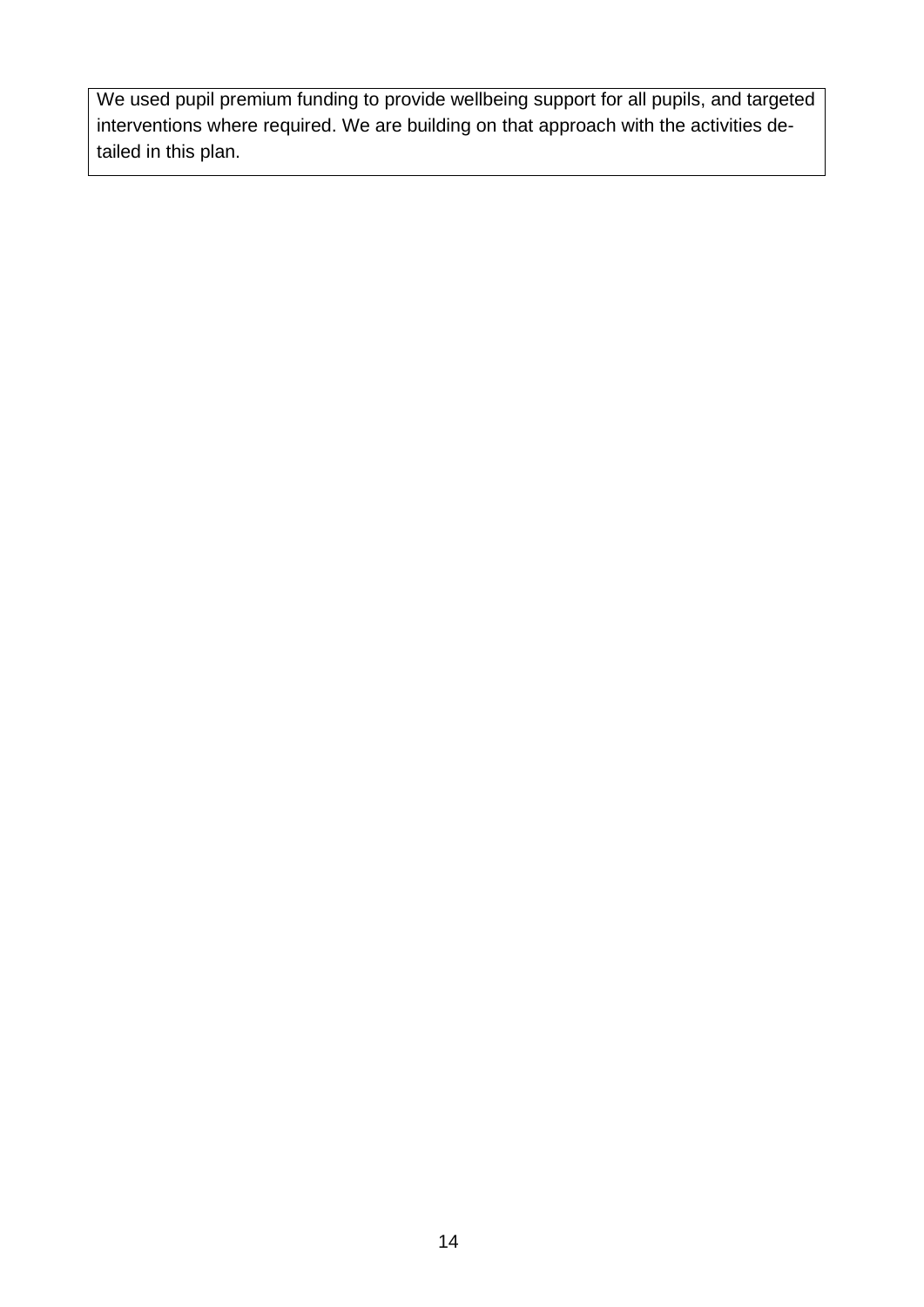| We used pupil premium funding to provide wellbeing support for all pupils, and targeted interventions where required. We are building on that approach with the activities detailed in this plan. |
| --- |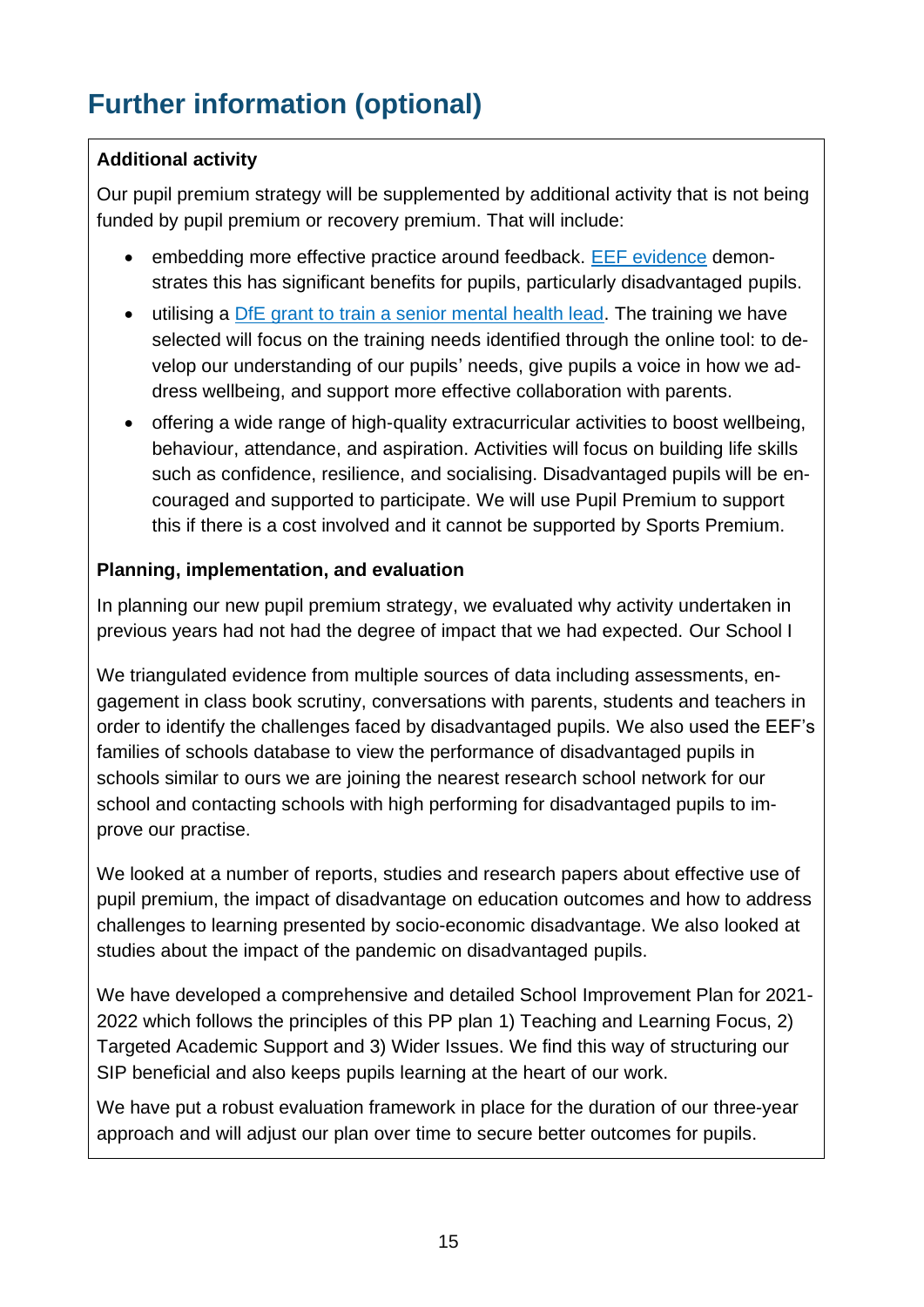# Further information (optional)

**Additional activity**

Our pupil premium strategy will be supplemented by additional activity that is not being funded by pupil premium or recovery premium. That will include:

- embedding more effective practice around feedback. [EEF evidence] demonstrates this has significant benefits for pupils, particularly disadvantaged pupils.
- utilising a [DfE grant to train a senior mental health lead]. The training we have selected will focus on the training needs identified through the online tool: to develop our understanding of our pupils' needs, give pupils a voice in how we address wellbeing, and support more effective collaboration with parents.
- offering a wide range of high-quality extracurricular activities to boost wellbeing, behaviour, attendance, and aspiration. Activities will focus on building life skills such as confidence, resilience, and socialising. Disadvantaged pupils will be encouraged and supported to participate. We will use Pupil Premium to support this if there is a cost involved and it cannot be supported by Sports Premium.

**Planning, implementation, and evaluation**

In planning our new pupil premium strategy, we evaluated why activity undertaken in previous years had not had the degree of impact that we had expected. Our School I

We triangulated evidence from multiple sources of data including assessments, engagement in class book scrutiny, conversations with parents, students and teachers in order to identify the challenges faced by disadvantaged pupils. We also used the EEF's families of schools database to view the performance of disadvantaged pupils in schools similar to ours we are joining the nearest research school network for our school and contacting schools with high performing for disadvantaged pupils to improve our practise.

We looked at a number of reports, studies and research papers about effective use of pupil premium, the impact of disadvantage on education outcomes and how to address challenges to learning presented by socio-economic disadvantage. We also looked at studies about the impact of the pandemic on disadvantaged pupils.

We have developed a comprehensive and detailed School Improvement Plan for 2021-2022 which follows the principles of this PP plan 1) Teaching and Learning Focus, 2) Targeted Academic Support and 3) Wider Issues. We find this way of structuring our SIP beneficial and also keeps pupils learning at the heart of our work.

We have put a robust evaluation framework in place for the duration of our three-year approach and will adjust our plan over time to secure better outcomes for pupils.